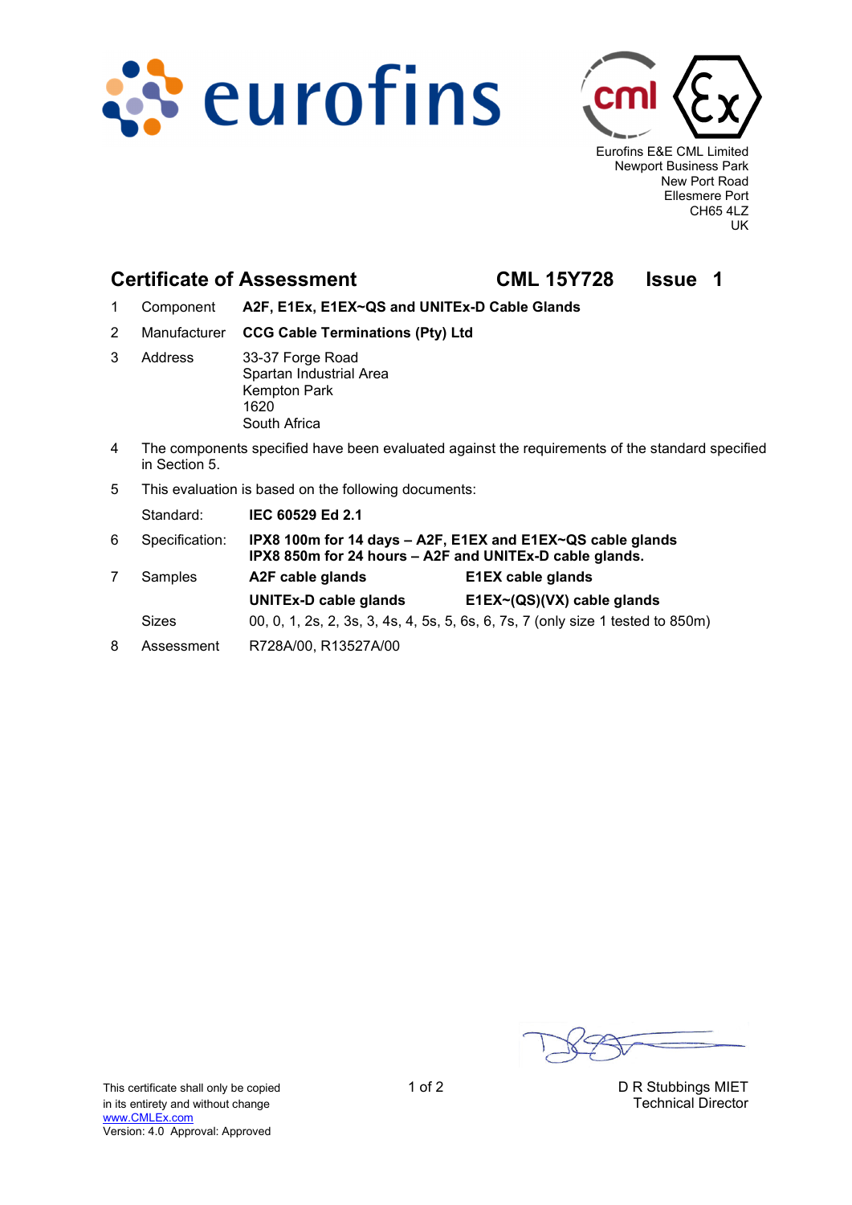Eurofins E&E CML Limited
Newport Business Park
New Port Road
Ellesmere Port
CH65 4LZ
UK

## Certificate of Assessment — CML 15Y728 — Issue 1

1 Component **A2F, E1Ex, E1EX~QS and UNITEx-D Cable Glands**

2 Manufacturer **CCG Cable Terminations (Pty) Ltd**

3 Address
33-37 Forge Road
Spartan Industrial Area
Kempton Park
1620
South Africa

4 The components specified have been evaluated against the requirements of the standard specified in Section 5.

5 This evaluation is based on the following documents:

Standard: **IEC 60529 Ed 2.1**

6 Specification: **IPX8 100m for 14 days – A2F, E1EX and E1EX~QS cable glands**
**IPX8 850m for 24 hours – A2F and UNITEx-D cable glands.**

7 Samples
**A2F cable glands** **E1EX cable glands**
**UNITEx-D cable glands** **E1EX~(QS)(VX) cable glands**

Sizes 00, 0, 1, 2s, 2, 3s, 3, 4s, 4, 5s, 5, 6s, 6, 7s, 7 (only size 1 tested to 850m)

8 Assessment R728A/00, R13527A/00

D R Stubbings MIET
Technical Director

This certificate shall only be copied in its entirety and without change
www.CMLEx.com
Version: 4.0 Approval: Approved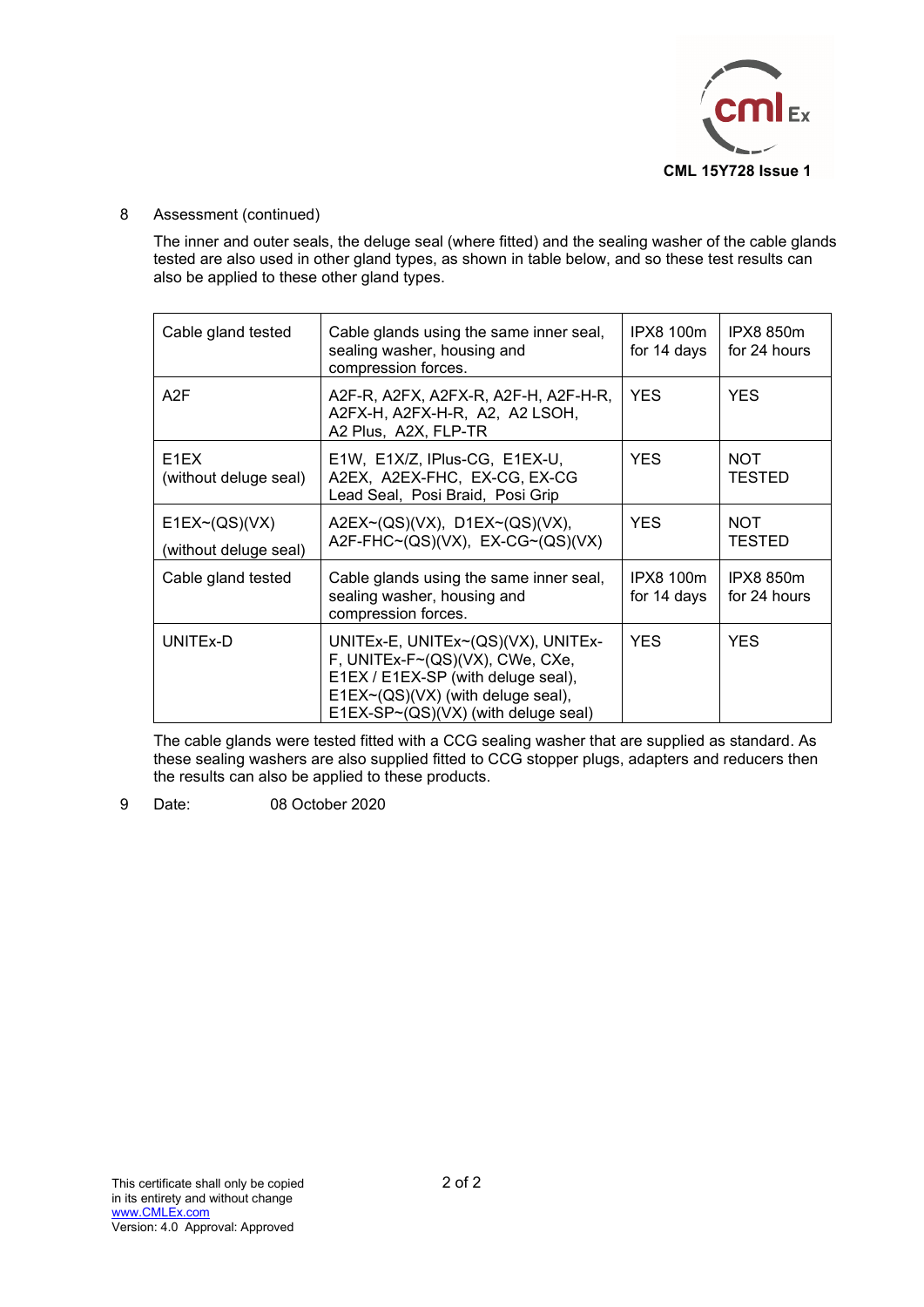8 Assessment (continued)

The inner and outer seals, the deluge seal (where fitted) and the sealing washer of the cable glands tested are also used in other gland types, as shown in table below, and so these test results can also be applied to these other gland types.

| Cable gland tested | Cable glands using the same inner seal, sealing washer, housing and compression forces. | IPX8 100m for 14 days | IPX8 850m for 24 hours |
|---|---|---|---|
| A2F | A2F-R, A2FX, A2FX-R, A2F-H, A2F-H-R, A2FX-H, A2FX-H-R, A2, A2 LSOH, A2 Plus, A2X, FLP-TR | YES | YES |
| E1EX (without deluge seal) | E1W, E1X/Z, IPlus-CG, E1EX-U, A2EX, A2EX-FHC, EX-CG, EX-CG Lead Seal, Posi Braid, Posi Grip | YES | NOT TESTED |
| E1EX~(QS)(VX) (without deluge seal) | A2EX~(QS)(VX), D1EX~(QS)(VX), A2F-FHC~(QS)(VX), EX-CG~(QS)(VX) | YES | NOT TESTED |
| Cable gland tested | Cable glands using the same inner seal, sealing washer, housing and compression forces. | IPX8 100m for 14 days | IPX8 850m for 24 hours |
| UNITEx-D | UNITEx-E, UNITEx~(QS)(VX), UNITEx-F, UNITEx-F~(QS)(VX), CWe, CXe, E1EX / E1EX-SP (with deluge seal), E1EX~(QS)(VX) (with deluge seal), E1EX-SP~(QS)(VX) (with deluge seal) | YES | YES |

The cable glands were tested fitted with a CCG sealing washer that are supplied as standard. As these sealing washers are also supplied fitted to CCG stopper plugs, adapters and reducers then the results can also be applied to these products.

9 Date: 08 October 2020

This certificate shall only be copied in its entirety and without change
www.CMLEx.com
Version: 4.0 Approval: Approved